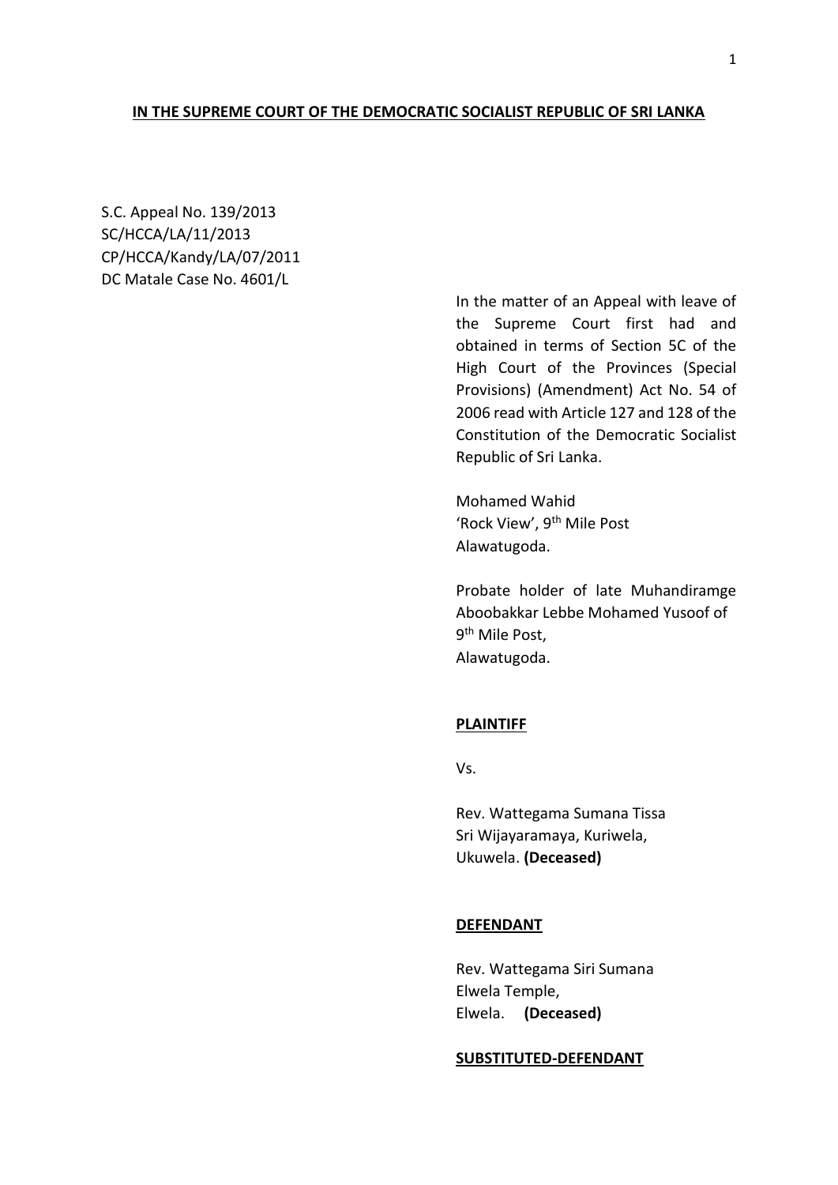**IN THE SUPREME COURT OF THE DEMOCRATIC SOCIALIST REPUBLIC OF SRI LANKA**

S.C. Appeal No. 139/2013
SC/HCCA/LA/11/2013
CP/HCCA/Kandy/LA/07/2011
DC Matale Case No. 4601/L

In the matter of an Appeal with leave of the Supreme Court first had and obtained in terms of Section 5C of the High Court of the Provinces (Special Provisions) (Amendment) Act No. 54 of 2006 read with Article 127 and 128 of the Constitution of the Democratic Socialist Republic of Sri Lanka.

Mohamed Wahid
'Rock View', 9th Mile Post
Alawatugoda.

Probate holder of late Muhandiramge Aboobakkar Lebbe Mohamed Yusoof of 9th Mile Post,
Alawatugoda.

**PLAINTIFF**

Vs.

Rev. Wattegama Sumana Tissa
Sri Wijayaramaya, Kuriwela,
Ukuwela. **(Deceased)**

**DEFENDANT**

Rev. Wattegama Siri Sumana
Elwela Temple,
Elwela. **(Deceased)**

**SUBSTITUTED-DEFENDANT**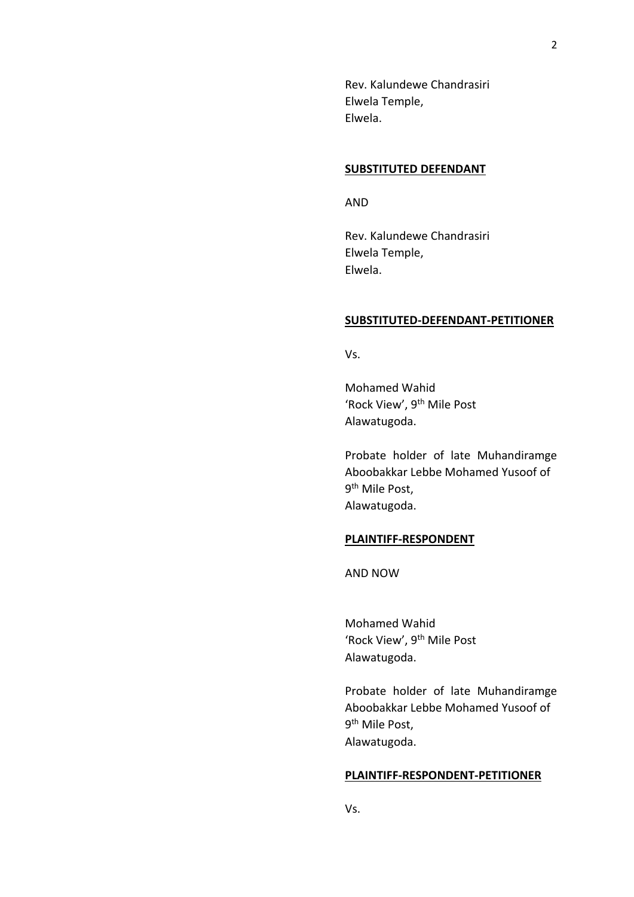Rev. Kalundewe Chandrasiri
Elwela Temple,
Elwela.

**SUBSTITUTED DEFENDANT**

AND

Rev. Kalundewe Chandrasiri
Elwela Temple,
Elwela.

**SUBSTITUTED-DEFENDANT-PETITIONER**

Vs.

Mohamed Wahid
'Rock View', 9th Mile Post
Alawatugoda.

Probate holder of late Muhandiramge Aboobakkar Lebbe Mohamed Yusoof of 9th Mile Post,
Alawatugoda.

**PLAINTIFF-RESPONDENT**

AND NOW

Mohamed Wahid
'Rock View', 9th Mile Post
Alawatugoda.

Probate holder of late Muhandiramge Aboobakkar Lebbe Mohamed Yusoof of 9th Mile Post,
Alawatugoda.

**PLAINTIFF-RESPONDENT-PETITIONER**

Vs.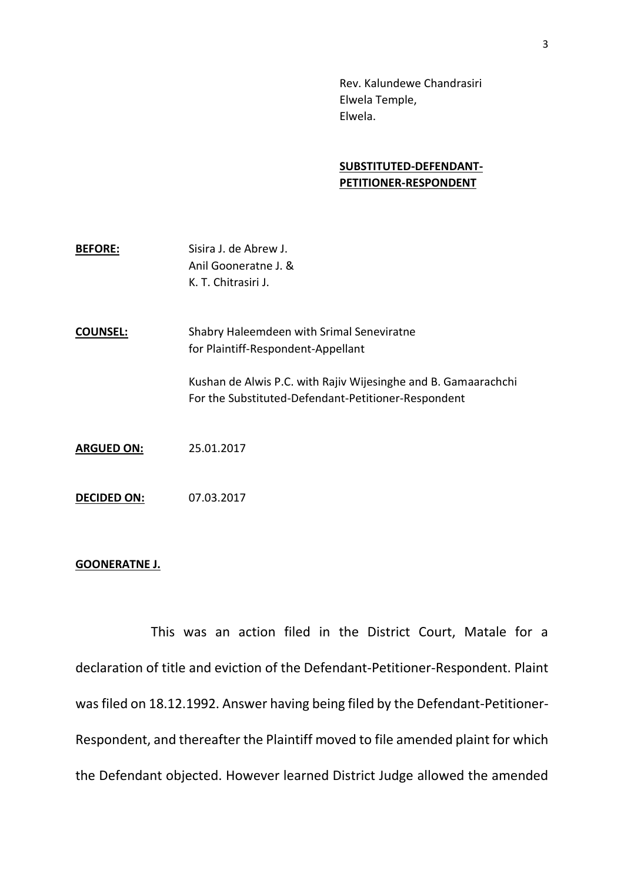Rev. Kalundewe Chandrasiri
Elwela Temple,
Elwela.

**SUBSTITUTED-DEFENDANT-PETITIONER-RESPONDENT**

**BEFORE:** Sisira J. de Abrew J.
Anil Gooneratne J. &
K. T. Chitrasiri J.

**COUNSEL:** Shabry Haleemdeen with Srimal Seneviratne
for Plaintiff-Respondent-Appellant

Kushan de Alwis P.C. with Rajiv Wijesinghe and B. Gamaarachchi
For the Substituted-Defendant-Petitioner-Respondent

**ARGUED ON:** 25.01.2017

**DECIDED ON:** 07.03.2017

**GOONERATNE J.**

This was an action filed in the District Court, Matale for a declaration of title and eviction of the Defendant-Petitioner-Respondent. Plaint was filed on 18.12.1992. Answer having being filed by the Defendant-Petitioner-Respondent, and thereafter the Plaintiff moved to file amended plaint for which the Defendant objected. However learned District Judge allowed the amended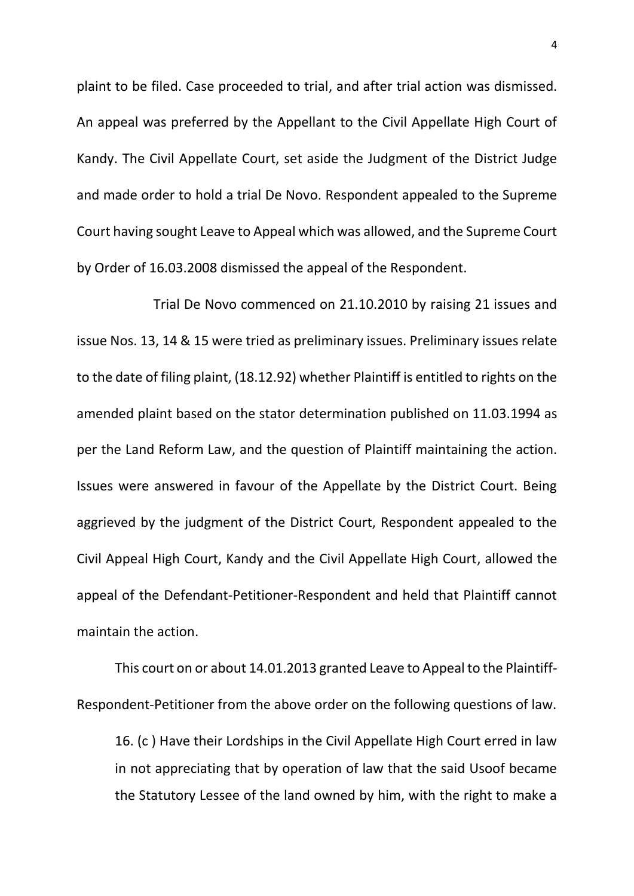plaint to be filed. Case proceeded to trial, and after trial action was dismissed. An appeal was preferred by the Appellant to the Civil Appellate High Court of Kandy. The Civil Appellate Court, set aside the Judgment of the District Judge and made order to hold a trial De Novo. Respondent appealed to the Supreme Court having sought Leave to Appeal which was allowed, and the Supreme Court by Order of 16.03.2008 dismissed the appeal of the Respondent.

Trial De Novo commenced on 21.10.2010 by raising 21 issues and issue Nos. 13, 14 & 15 were tried as preliminary issues. Preliminary issues relate to the date of filing plaint, (18.12.92) whether Plaintiff is entitled to rights on the amended plaint based on the stator determination published on 11.03.1994 as per the Land Reform Law, and the question of Plaintiff maintaining the action. Issues were answered in favour of the Appellate by the District Court. Being aggrieved by the judgment of the District Court, Respondent appealed to the Civil Appeal High Court, Kandy and the Civil Appellate High Court, allowed the appeal of the Defendant-Petitioner-Respondent and held that Plaintiff cannot maintain the action.

This court on or about 14.01.2013 granted Leave to Appeal to the Plaintiff-Respondent-Petitioner from the above order on the following questions of law.

16. (c ) Have their Lordships in the Civil Appellate High Court erred in law in not appreciating that by operation of law that the said Usoof became the Statutory Lessee of the land owned by him, with the right to make a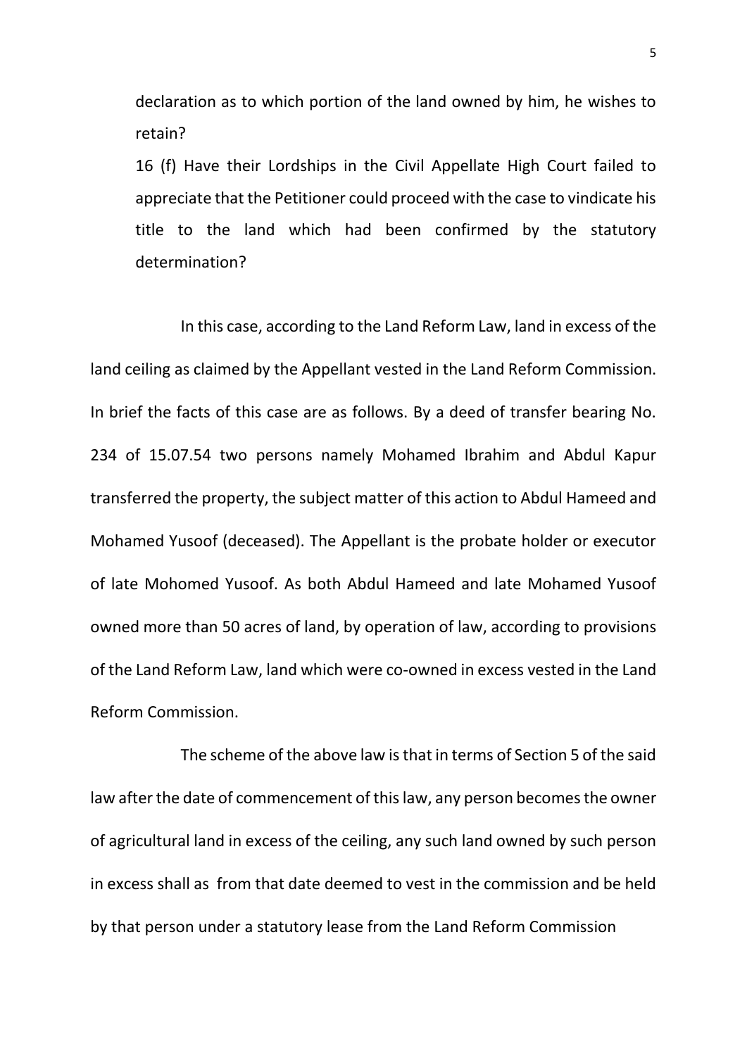declaration as to which portion of the land owned by him, he wishes to retain?

16 (f) Have their Lordships in the Civil Appellate High Court failed to appreciate that the Petitioner could proceed with the case to vindicate his title to the land which had been confirmed by the statutory determination?

In this case, according to the Land Reform Law, land in excess of the land ceiling as claimed by the Appellant vested in the Land Reform Commission. In brief the facts of this case are as follows. By a deed of transfer bearing No. 234 of 15.07.54 two persons namely Mohamed Ibrahim and Abdul Kapur transferred the property, the subject matter of this action to Abdul Hameed and Mohamed Yusoof (deceased). The Appellant is the probate holder or executor of late Mohomed Yusoof. As both Abdul Hameed and late Mohamed Yusoof owned more than 50 acres of land, by operation of law, according to provisions of the Land Reform Law, land which were co-owned in excess vested in the Land Reform Commission.

The scheme of the above law is that in terms of Section 5 of the said law after the date of commencement of this law, any person becomes the owner of agricultural land in excess of the ceiling, any such land owned by such person in excess shall as from that date deemed to vest in the commission and be held by that person under a statutory lease from the Land Reform Commission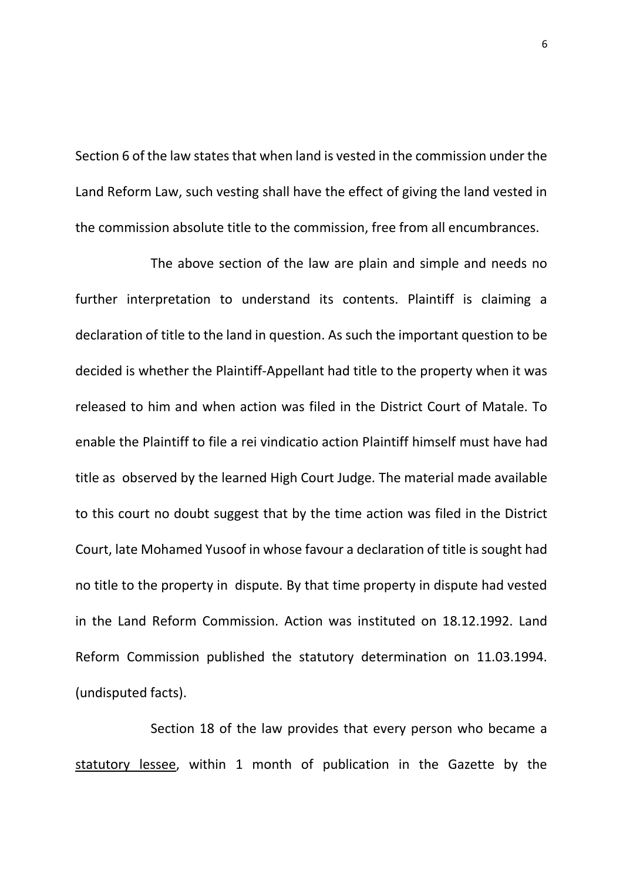Section 6 of the law states that when land is vested in the commission under the Land Reform Law, such vesting shall have the effect of giving the land vested in the commission absolute title to the commission, free from all encumbrances.

The above section of the law are plain and simple and needs no further interpretation to understand its contents. Plaintiff is claiming a declaration of title to the land in question. As such the important question to be decided is whether the Plaintiff-Appellant had title to the property when it was released to him and when action was filed in the District Court of Matale. To enable the Plaintiff to file a rei vindicatio action Plaintiff himself must have had title as observed by the learned High Court Judge. The material made available to this court no doubt suggest that by the time action was filed in the District Court, late Mohamed Yusoof in whose favour a declaration of title is sought had no title to the property in dispute. By that time property in dispute had vested in the Land Reform Commission. Action was instituted on 18.12.1992. Land Reform Commission published the statutory determination on 11.03.1994. (undisputed facts).

Section 18 of the law provides that every person who became a <u>statutory lessee</u>, within 1 month of publication in the Gazette by the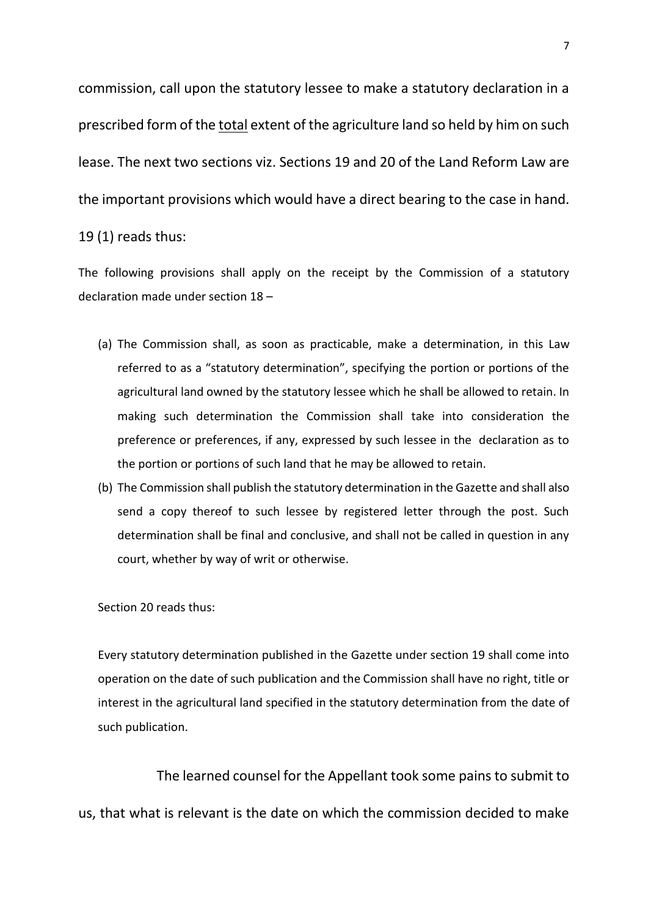commission, call upon the statutory lessee to make a statutory declaration in a prescribed form of the <u>total</u> extent of the agriculture land so held by him on such lease. The next two sections viz. Sections 19 and 20 of the Land Reform Law are the important provisions which would have a direct bearing to the case in hand.

19 (1) reads thus:

> The following provisions shall apply on the receipt by the Commission of a statutory declaration made under section 18 –
>
> (a) The Commission shall, as soon as practicable, make a determination, in this Law referred to as a "statutory determination", specifying the portion or portions of the agricultural land owned by the statutory lessee which he shall be allowed to retain. In making such determination the Commission shall take into consideration the preference or preferences, if any, expressed by such lessee in the declaration as to the portion or portions of such land that he may be allowed to retain.
>
> (b) The Commission shall publish the statutory determination in the Gazette and shall also send a copy thereof to such lessee by registered letter through the post. Such determination shall be final and conclusive, and shall not be called in question in any court, whether by way of writ or otherwise.

Section 20 reads thus:

> Every statutory determination published in the Gazette under section 19 shall come into operation on the date of such publication and the Commission shall have no right, title or interest in the agricultural land specified in the statutory determination from the date of such publication.

The learned counsel for the Appellant took some pains to submit to us, that what is relevant is the date on which the commission decided to make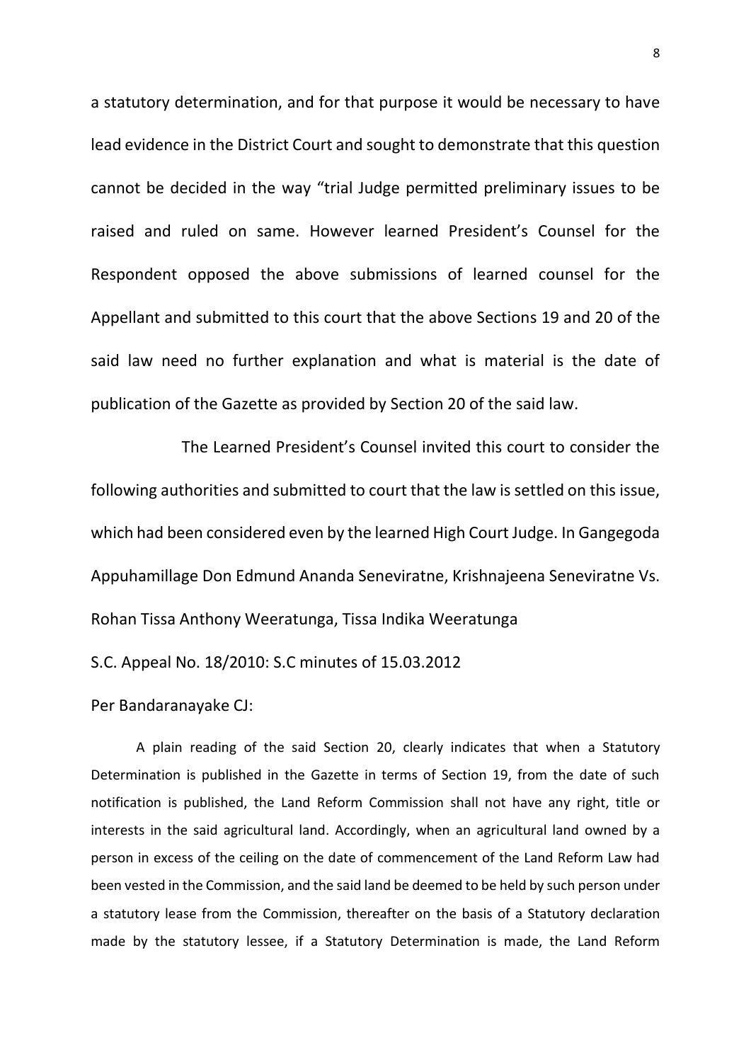a statutory determination, and for that purpose it would be necessary to have lead evidence in the District Court and sought to demonstrate that this question cannot be decided in the way "trial Judge permitted preliminary issues to be raised and ruled on same. However learned President's Counsel for the Respondent opposed the above submissions of learned counsel for the Appellant and submitted to this court that the above Sections 19 and 20 of the said law need no further explanation and what is material is the date of publication of the Gazette as provided by Section 20 of the said law.

The Learned President's Counsel invited this court to consider the following authorities and submitted to court that the law is settled on this issue, which had been considered even by the learned High Court Judge. In Gangegoda Appuhamillage Don Edmund Ananda Seneviratne, Krishnajeena Seneviratne Vs. Rohan Tissa Anthony Weeratunga, Tissa Indika Weeratunga

S.C. Appeal No. 18/2010: S.C minutes of 15.03.2012

Per Bandaranayake CJ:

A plain reading of the said Section 20, clearly indicates that when a Statutory Determination is published in the Gazette in terms of Section 19, from the date of such notification is published, the Land Reform Commission shall not have any right, title or interests in the said agricultural land. Accordingly, when an agricultural land owned by a person in excess of the ceiling on the date of commencement of the Land Reform Law had been vested in the Commission, and the said land be deemed to be held by such person under a statutory lease from the Commission, thereafter on the basis of a Statutory declaration made by the statutory lessee, if a Statutory Determination is made, the Land Reform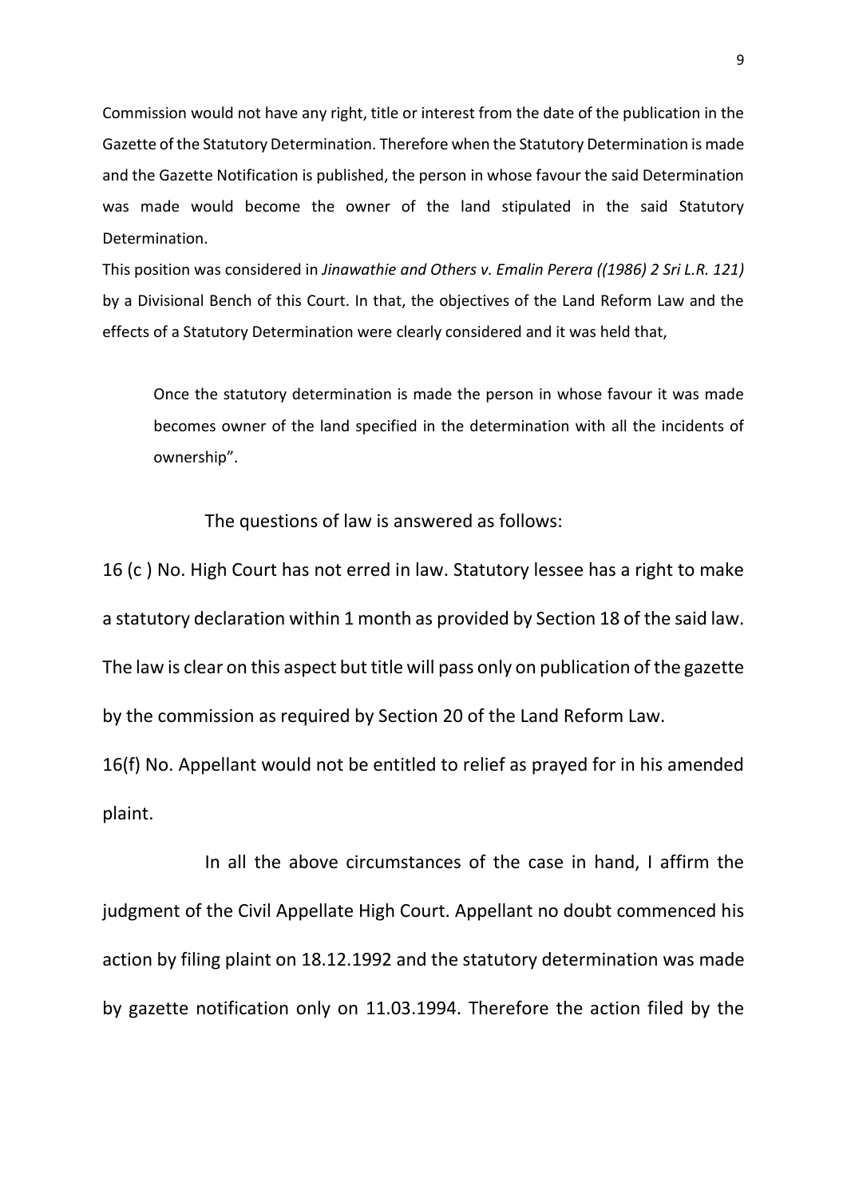Commission would not have any right, title or interest from the date of the publication in the Gazette of the Statutory Determination. Therefore when the Statutory Determination is made and the Gazette Notification is published, the person in whose favour the said Determination was made would become the owner of the land stipulated in the said Statutory Determination.

This position was considered in *Jinawathie and Others v. Emalin Perera ((1986) 2 Sri L.R. 121)* by a Divisional Bench of this Court. In that, the objectives of the Land Reform Law and the effects of a Statutory Determination were clearly considered and it was held that,

> Once the statutory determination is made the person in whose favour it was made becomes owner of the land specified in the determination with all the incidents of ownership".

The questions of law is answered as follows:

16 (c ) No. High Court has not erred in law. Statutory lessee has a right to make a statutory declaration within 1 month as provided by Section 18 of the said law. The law is clear on this aspect but title will pass only on publication of the gazette by the commission as required by Section 20 of the Land Reform Law.

16(f) No. Appellant would not be entitled to relief as prayed for in his amended plaint.

In all the above circumstances of the case in hand, I affirm the judgment of the Civil Appellate High Court. Appellant no doubt commenced his action by filing plaint on 18.12.1992 and the statutory determination was made by gazette notification only on 11.03.1994. Therefore the action filed by the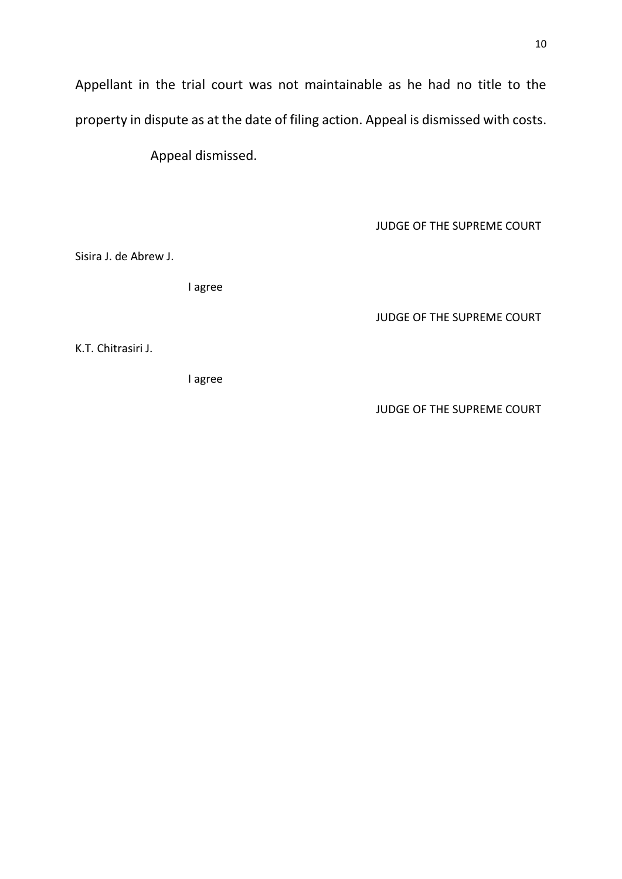Appellant in the trial court was not maintainable as he had no title to the property in dispute as at the date of filing action. Appeal is dismissed with costs.

Appeal dismissed.

JUDGE OF THE SUPREME COURT

Sisira J. de Abrew J.

I agree

JUDGE OF THE SUPREME COURT

K.T. Chitrasiri J.

I agree

JUDGE OF THE SUPREME COURT